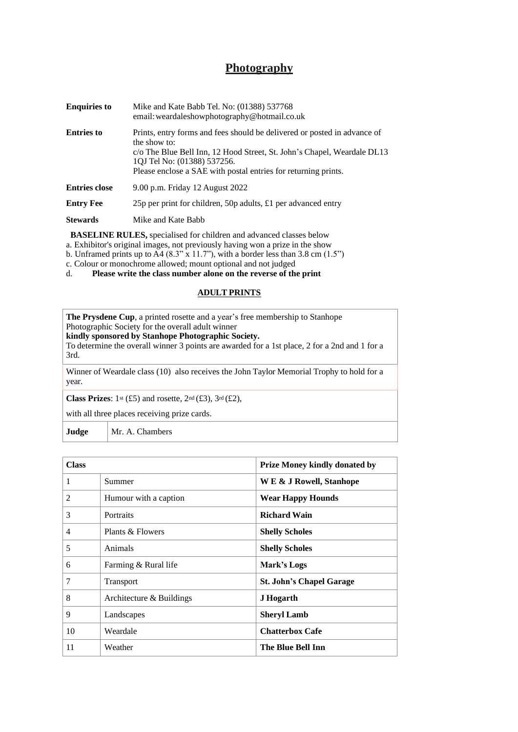# Photography

| | |
|---|---|
| **Enquiries to** | Mike and Kate Babb Tel. No: (01388) 537768<br>email: weardaleshowphotography@hotmail.co.uk |
| **Entries to** | Prints, entry forms and fees should be delivered or posted in advance of the show to:<br>c/o The Blue Bell Inn, 12 Hood Street, St. John's Chapel, Weardale DL13 1QJ Tel No: (01388) 537256.<br>Please enclose a SAE with postal entries for returning prints. |
| **Entries close** | 9.00 p.m. Friday 12 August 2022 |
| **Entry Fee** | 25p per print for children, 50p adults, £1 per advanced entry |
| **Stewards** | Mike and Kate Babb |

**BASELINE RULES,** specialised for children and advanced classes below

a. Exhibitor's original images, not previously having won a prize in the show
b. Unframed prints up to A4 (8.3" x 11.7"), with a border less than 3.8 cm (1.5")
c. Colour or monochrome allowed; mount optional and not judged
d. **Please write the class number alone on the reverse of the print**

## ADULT PRINTS

**The Prysdene Cup**, a printed rosette and a year's free membership to Stanhope Photographic Society for the overall adult winner
**kindly sponsored by Stanhope Photographic Society.**
To determine the overall winner 3 points are awarded for a 1st place, 2 for a 2nd and 1 for a 3rd.

Winner of Weardale class (10) also receives the John Taylor Memorial Trophy to hold for a year.

**Class Prizes**: 1st (£5) and rosette, 2nd (£3), 3rd (£2),

with all three places receiving prize cards.

| **Judge** | Mr. A. Chambers |
|---|---|

| **Class** | | **Prize Money kindly donated by** |
|---|---|---|
| 1 | Summer | **W E & J Rowell, Stanhope** |
| 2 | Humour with a caption | **Wear Happy Hounds** |
| 3 | Portraits | **Richard Wain** |
| 4 | Plants & Flowers | **Shelly Scholes** |
| 5 | Animals | **Shelly Scholes** |
| 6 | Farming & Rural life | **Mark's Logs** |
| 7 | Transport | **St. John's Chapel Garage** |
| 8 | Architecture & Buildings | **J Hogarth** |
| 9 | Landscapes | **Sheryl Lamb** |
| 10 | Weardale | **Chatterbox Cafe** |
| 11 | Weather | **The Blue Bell Inn** |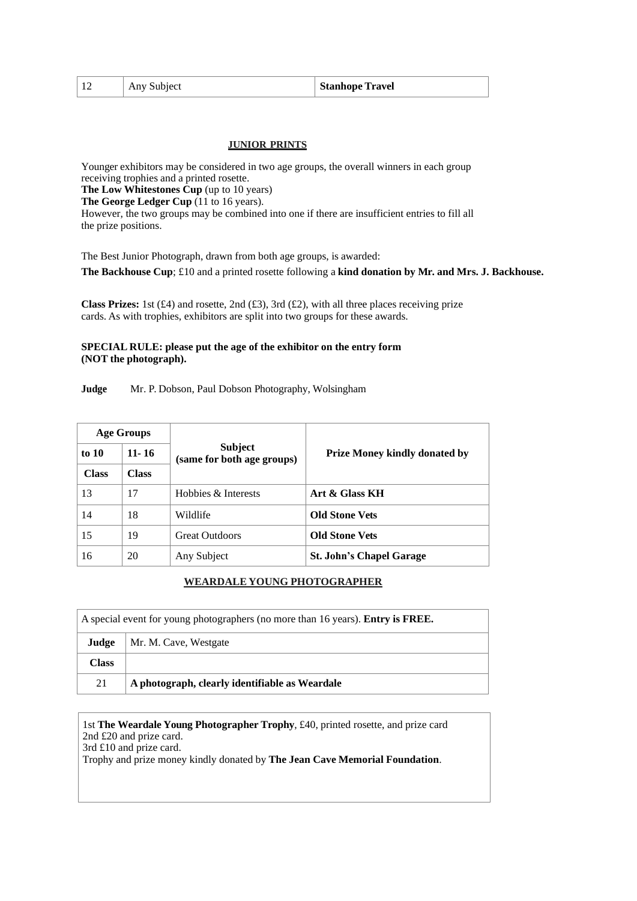| 12 | Any Subject | **Stanhope Travel** |
|---|---|---|

## JUNIOR PRINTS

Younger exhibitors may be considered in two age groups, the overall winners in each group receiving trophies and a printed rosette.
**The Low Whitestones Cup** (up to 10 years)
**The George Ledger Cup** (11 to 16 years).
However, the two groups may be combined into one if there are insufficient entries to fill all the prize positions.

The Best Junior Photograph, drawn from both age groups, is awarded:

**The Backhouse Cup**; £10 and a printed rosette following a **kind donation by Mr. and Mrs. J. Backhouse.**

**Class Prizes:** 1st (£4) and rosette, 2nd (£3), 3rd (£2), with all three places receiving prize cards. As with trophies, exhibitors are split into two groups for these awards.

**SPECIAL RULE: please put the age of the exhibitor on the entry form (NOT the photograph).**

**Judge** Mr. P. Dobson, Paul Dobson Photography, Wolsingham

| **Age Groups** | | **Subject (same for both age groups)** | **Prize Money kindly donated by** |
|---|---|---|---|
| **to 10** | **11- 16** | | |
| **Class** | **Class** | | |
| 13 | 17 | Hobbies & Interests | **Art & Glass KH** |
| 14 | 18 | Wildlife | **Old Stone Vets** |
| 15 | 19 | Great Outdoors | **Old Stone Vets** |
| 16 | 20 | Any Subject | **St. John's Chapel Garage** |

## WEARDALE YOUNG PHOTOGRAPHER

| A special event for young photographers (no more than 16 years). **Entry is FREE.** | |
|---|---|
| **Judge** | Mr. M. Cave, Westgate |
| **Class** | |
| 21 | **A photograph, clearly identifiable as Weardale** |

1st **The Weardale Young Photographer Trophy**, £40, printed rosette, and prize card
2nd £20 and prize card.
3rd £10 and prize card.
Trophy and prize money kindly donated by **The Jean Cave Memorial Foundation**.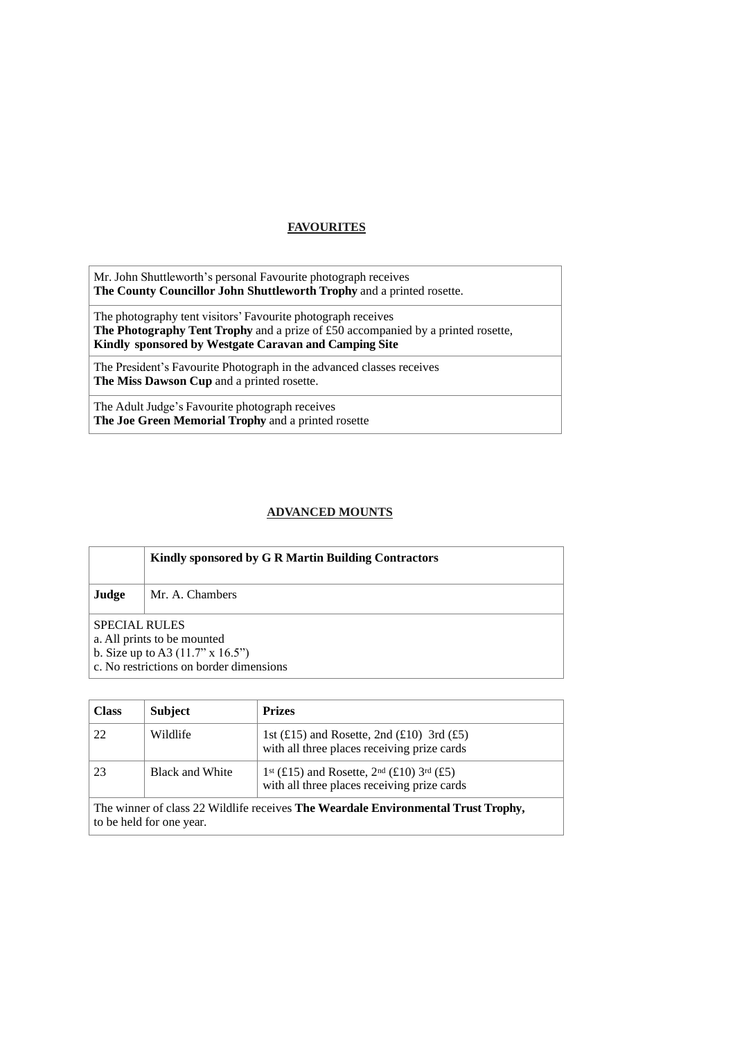## FAVOURITES

| |
|---|
| Mr. John Shuttleworth's personal Favourite photograph receives **The County Councillor John Shuttleworth Trophy** and a printed rosette. |
| The photography tent visitors' Favourite photograph receives **The Photography Tent Trophy** and a prize of £50 accompanied by a printed rosette, **Kindly sponsored by Westgate Caravan and Camping Site** |
| The President's Favourite Photograph in the advanced classes receives **The Miss Dawson Cup** and a printed rosette. |
| The Adult Judge's Favourite photograph receives **The Joe Green Memorial Trophy** and a printed rosette |

## ADVANCED MOUNTS

| | |
|---|---|
| | **Kindly sponsored by G R Martin Building Contractors** |
| **Judge** | Mr. A. Chambers |
| SPECIAL RULES<br>a. All prints to be mounted<br>b. Size up to A3 (11.7" x 16.5")<br>c. No restrictions on border dimensions | |

| **Class** | **Subject** | **Prizes** |
|---|---|---|
| 22 | Wildlife | 1st (£15) and Rosette, 2nd (£10) 3rd (£5) with all three places receiving prize cards |
| 23 | Black and White | 1st (£15) and Rosette, 2nd (£10) 3rd (£5) with all three places receiving prize cards |
| The winner of class 22 Wildlife receives **The Weardale Environmental Trust Trophy,** to be held for one year. | | |